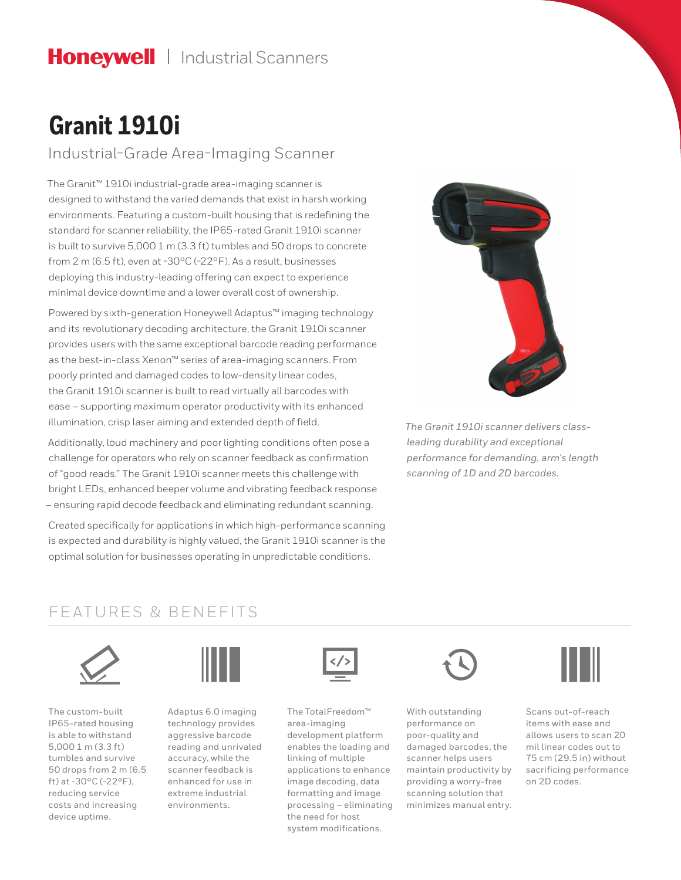Honeywell | Industrial Scanners

# Granit 1910i

## Industrial-Grade Area-Imaging Scanner

The Granit™ 1910i industrial-grade area-imaging scanner is designed to withstand the varied demands that exist in harsh working environments. Featuring a custom-built housing that is redefining the standard for scanner reliability, the IP65-rated Granit 1910i scanner is built to survive 5,000 1 m (3.3 ft) tumbles and 50 drops to concrete from 2 m (6.5 ft), even at -30°C (-22°F). As a result, businesses deploying this industry-leading offering can expect to experience minimal device downtime and a lower overall cost of ownership.

Powered by sixth-generation Honeywell Adaptus™ imaging technology and its revolutionary decoding architecture, the Granit 1910i scanner provides users with the same exceptional barcode reading performance as the best-in-class Xenon™ series of area-imaging scanners. From poorly printed and damaged codes to low-density linear codes, the Granit 1910i scanner is built to read virtually all barcodes with ease – supporting maximum operator productivity with its enhanced illumination, crisp laser aiming and extended depth of field.

Additionally, loud machinery and poor lighting conditions often pose a challenge for operators who rely on scanner feedback as confirmation of "good reads." The Granit 1910i scanner meets this challenge with bright LEDs, enhanced beeper volume and vibrating feedback response – ensuring rapid decode feedback and eliminating redundant scanning.

Created specifically for applications in which high-performance scanning is expected and durability is highly valued, the Granit 1910i scanner is the optimal solution for businesses operating in unpredictable conditions.

*The Granit 1910i scanner delivers class-leading durability and exceptional performance for demanding, arm's length scanning of 1D and 2D barcodes.*

## FEATURES & BENEFITS

- The custom-built IP65-rated housing is able to withstand 5,000 1 m (3.3 ft) tumbles and survive 50 drops from 2 m (6.5 ft) at -30°C (-22°F), reducing service costs and increasing device uptime.
- Adaptus 6.0 imaging technology provides aggressive barcode reading and unrivaled accuracy, while the scanner feedback is enhanced for use in extreme industrial environments.
- The TotalFreedom™ area-imaging development platform enables the loading and linking of multiple applications to enhance image decoding, data formatting and image processing – eliminating the need for host system modifications.
- With outstanding performance on poor-quality and damaged barcodes, the scanner helps users maintain productivity by providing a worry-free scanning solution that minimizes manual entry.
- Scans out-of-reach items with ease and allows users to scan 20 mil linear codes out to 75 cm (29.5 in) without sacrificing performance on 2D codes.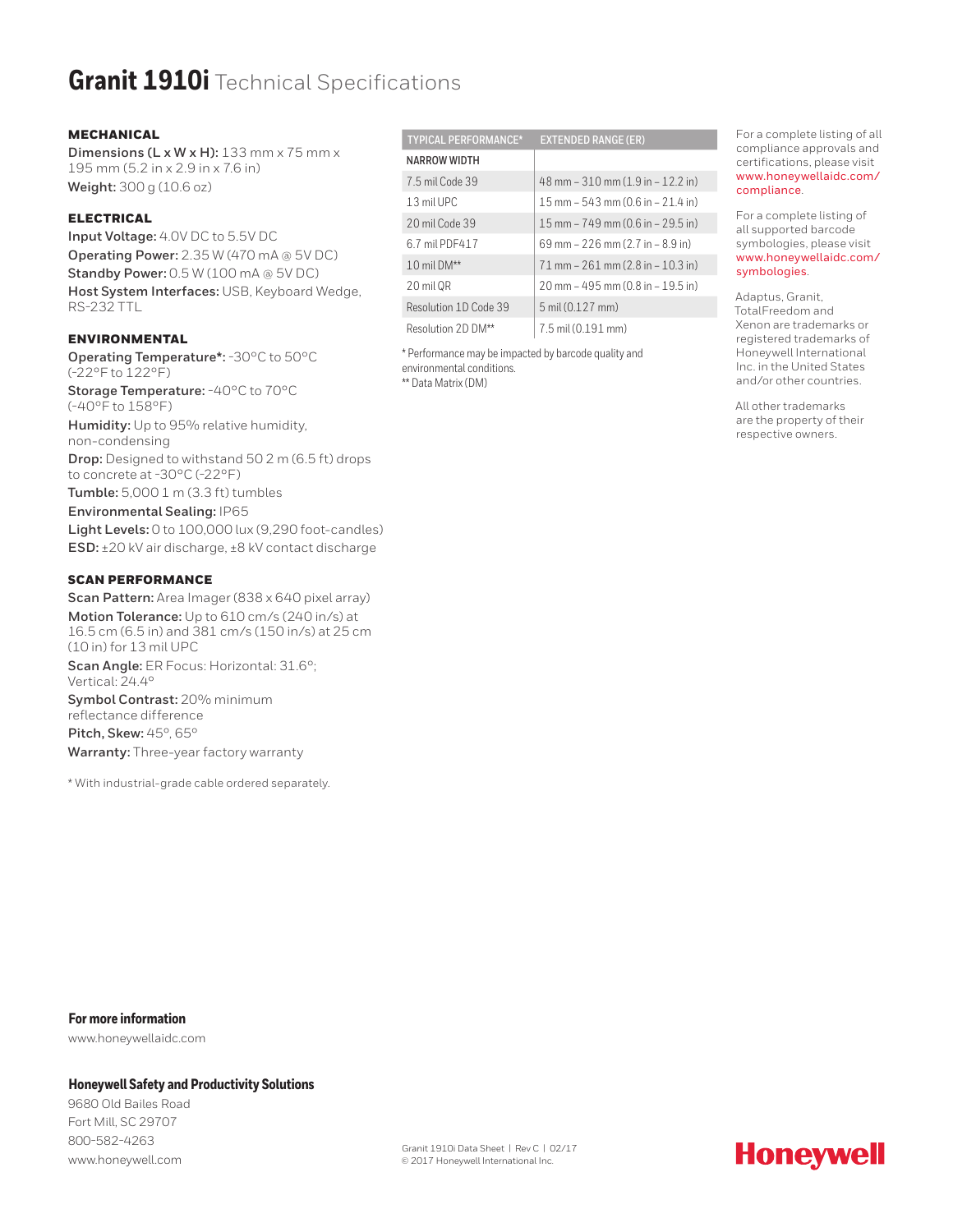# **Granit 1910i** Technical Specifications

### MECHANICAL

**Dimensions (L x W x H):** 133 mm x 75 mm x 195 mm (5.2 in x 2.9 in x 7.6 in)

**Weight:** 300 g (10.6 oz)

### ELECTRICAL

**Input Voltage:** 4.0V DC to 5.5V DC

**Operating Power:** 2.35 W (470 mA @ 5V DC)

**Standby Power:** 0.5 W (100 mA @ 5V DC)

**Host System Interfaces:** USB, Keyboard Wedge, RS-232 TTL

### ENVIRONMENTAL

**Operating Temperature*:** -30°C to 50°C (-22°F to 122°F)

**Storage Temperature:** -40°C to 70°C (-40°F to 158°F)

**Humidity:** Up to 95% relative humidity, non-condensing

**Drop:** Designed to withstand 50 2 m (6.5 ft) drops to concrete at -30°C (-22°F)

**Tumble:** 5,000 1 m (3.3 ft) tumbles

**Environmental Sealing:** IP65

**Light Levels:** 0 to 100,000 lux (9,290 foot-candles)

**ESD:** ±20 kV air discharge, ±8 kV contact discharge

### SCAN PERFORMANCE

**Scan Pattern:** Area Imager (838 x 640 pixel array)

**Motion Tolerance:** Up to 610 cm/s (240 in/s) at 16.5 cm (6.5 in) and 381 cm/s (150 in/s) at 25 cm (10 in) for 13 mil UPC

**Scan Angle:** ER Focus: Horizontal: 31.6°; Vertical: 24.4°

**Symbol Contrast:** 20% minimum reflectance difference

**Pitch, Skew:** 45°, 65°

**Warranty:** Three-year factory warranty

* With industrial-grade cable ordered separately.

| TYPICAL PERFORMANCE* | EXTENDED RANGE (ER) |
|---|---|
| NARROW WIDTH | |
| 7.5 mil Code 39 | 48 mm – 310 mm (1.9 in – 12.2 in) |
| 13 mil UPC | 15 mm – 543 mm (0.6 in – 21.4 in) |
| 20 mil Code 39 | 15 mm – 749 mm (0.6 in – 29.5 in) |
| 6.7 mil PDF417 | 69 mm – 226 mm (2.7 in – 8.9 in) |
| 10 mil DM** | 71 mm – 261 mm (2.8 in – 10.3 in) |
| 20 mil QR | 20 mm – 495 mm (0.8 in – 19.5 in) |
| Resolution 1D Code 39 | 5 mil (0.127 mm) |
| Resolution 2D DM** | 7.5 mil (0.191 mm) |

* Performance may be impacted by barcode quality and environmental conditions.
** Data Matrix (DM)

For a complete listing of all compliance approvals and certifications, please visit www.honeywellaidc.com/compliance.

For a complete listing of all supported barcode symbologies, please visit www.honeywellaidc.com/symbologies.

Adaptus, Granit, TotalFreedom and Xenon are trademarks or registered trademarks of Honeywell International Inc. in the United States and/or other countries.

All other trademarks are the property of their respective owners.

**For more information**

www.honeywellaidc.com

**Honeywell Safety and Productivity Solutions**

9680 Old Bailes Road
Fort Mill, SC 29707
800-582-4263
www.honeywell.com

Granit 1910i Data Sheet | Rev C | 02/17
© 2017 Honeywell International Inc.

**Honeywell**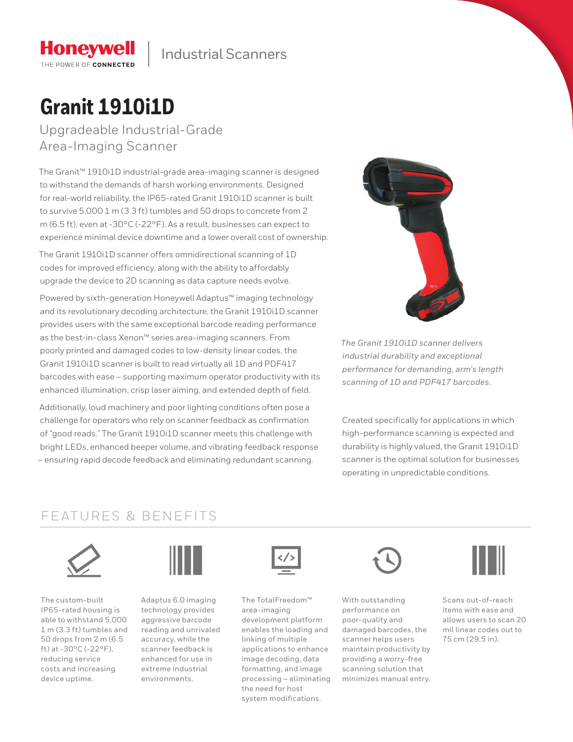Honeywell
THE POWER OF **CONNECTED**

Industrial Scanners

# Granit 1910i1D

## Upgradeable Industrial-Grade Area-Imaging Scanner

The Granit™ 1910i1D industrial-grade area-imaging scanner is designed to withstand the demands of harsh working environments. Designed for real-world reliability, the IP65-rated Granit 1910i1D scanner is built to survive 5,000 1 m (3.3 ft) tumbles and 50 drops to concrete from 2 m (6.5 ft), even at -30°C (-22°F). As a result, businesses can expect to experience minimal device downtime and a lower overall cost of ownership.

The Granit 1910i1D scanner offers omnidirectional scanning of 1D codes for improved efficiency, along with the ability to affordably upgrade the device to 2D scanning as data capture needs evolve.

Powered by sixth-generation Honeywell Adaptus™ imaging technology and its revolutionary decoding architecture, the Granit 1910i1D scanner provides users with the same exceptional barcode reading performance as the best-in-class Xenon™ series area-imaging scanners. From poorly printed and damaged codes to low-density linear codes, the Granit 1910i1D scanner is built to read virtually all 1D and PDF417 barcodes with ease – supporting maximum operator productivity with its enhanced illumination, crisp laser aiming, and extended depth of field.

Additionally, loud machinery and poor lighting conditions often pose a challenge for operators who rely on scanner feedback as confirmation of "good reads." The Granit 1910i1D scanner meets this challenge with bright LEDs, enhanced beeper volume, and vibrating feedback response – ensuring rapid decode feedback and eliminating redundant scanning.

*The Granit 1910i1D scanner delivers industrial durability and exceptional performance for demanding, arm's length scanning of 1D and PDF417 barcodes.*

Created specifically for applications in which high-performance scanning is expected and durability is highly valued, the Granit 1910i1D scanner is the optimal solution for businesses operating in unpredictable conditions.

## FEATURES & BENEFITS

The custom-built IP65-rated housing is able to withstand 5,000 1 m (3.3 ft) tumbles and 50 drops from 2 m (6.5 ft) at -30°C (-22°F), reducing service costs and increasing device uptime.

Adaptus 6.0 imaging technology provides aggressive barcode reading and unrivaled accuracy, while the scanner feedback is enhanced for use in extreme industrial environments.

The TotalFreedom™ area-imaging development platform enables the loading and linking of multiple applications to enhance image decoding, data formatting, and image processing – eliminating the need for host system modifications.

With outstanding performance on poor-quality and damaged barcodes, the scanner helps users maintain productivity by providing a worry-free scanning solution that minimizes manual entry.

Scans out-of-reach items with ease and allows users to scan 20 mil linear codes out to 75 cm (29.5 in).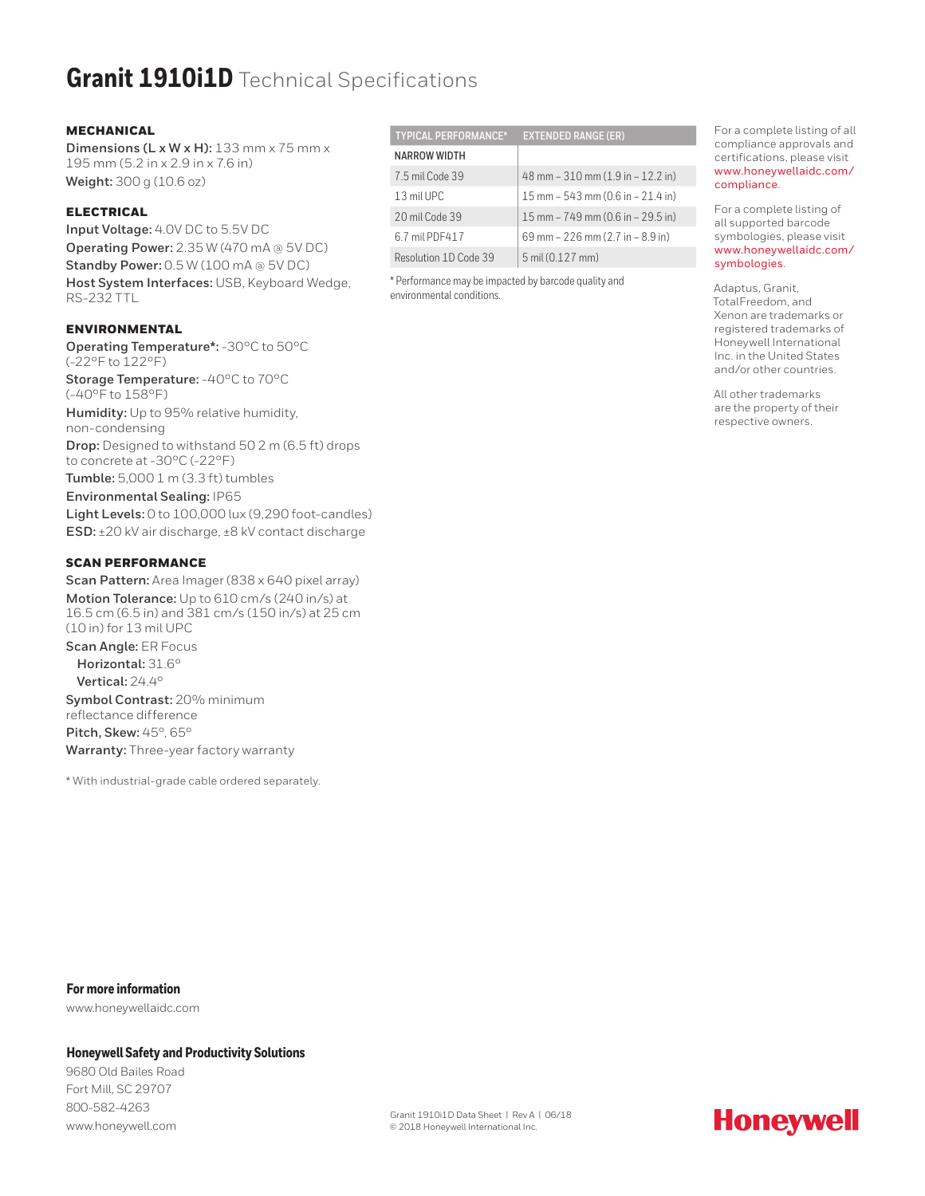# **Granit 1910i1D** Technical Specifications

### MECHANICAL

**Dimensions (L x W x H):** 133 mm x 75 mm x 195 mm (5.2 in x 2.9 in x 7.6 in)

**Weight:** 300 g (10.6 oz)

### ELECTRICAL

**Input Voltage:** 4.0V DC to 5.5V DC

**Operating Power:** 2.35 W (470 mA @ 5V DC)

**Standby Power:** 0.5 W (100 mA @ 5V DC)

**Host System Interfaces:** USB, Keyboard Wedge, RS-232 TTL

### ENVIRONMENTAL

**Operating Temperature*:** -30°C to 50°C (-22°F to 122°F)

**Storage Temperature:** -40°C to 70°C (-40°F to 158°F)

**Humidity:** Up to 95% relative humidity, non-condensing

**Drop:** Designed to withstand 50 2 m (6.5 ft) drops to concrete at -30°C (-22°F)

**Tumble:** 5,000 1 m (3.3 ft) tumbles

**Environmental Sealing:** IP65

**Light Levels:** 0 to 100,000 lux (9,290 foot-candles)

**ESD:** ±20 kV air discharge, ±8 kV contact discharge

### SCAN PERFORMANCE

**Scan Pattern:** Area Imager (838 x 640 pixel array)

**Motion Tolerance:** Up to 610 cm/s (240 in/s) at 16.5 cm (6.5 in) and 381 cm/s (150 in/s) at 25 cm (10 in) for 13 mil UPC

**Scan Angle:** ER Focus

- **Horizontal:** 31.6°
- **Vertical:** 24.4°

**Symbol Contrast:** 20% minimum reflectance difference

**Pitch, Skew:** 45°, 65°

**Warranty:** Three-year factory warranty

\* With industrial-grade cable ordered separately.

| TYPICAL PERFORMANCE* | EXTENDED RANGE (ER) |
|---|---|
| **NARROW WIDTH** | |
| 7.5 mil Code 39 | 48 mm – 310 mm (1.9 in – 12.2 in) |
| 13 mil UPC | 15 mm – 543 mm (0.6 in – 21.4 in) |
| 20 mil Code 39 | 15 mm – 749 mm (0.6 in – 29.5 in) |
| 6.7 mil PDF417 | 69 mm – 226 mm (2.7 in – 8.9 in) |
| Resolution 1D Code 39 | 5 mil (0.127 mm) |

\* Performance may be impacted by barcode quality and environmental conditions.

For a complete listing of all compliance approvals and certifications, please visit www.honeywellaidc.com/compliance.

For a complete listing of all supported barcode symbologies, please visit www.honeywellaidc.com/symbologies.

Adaptus, Granit, TotalFreedom, and Xenon are trademarks or registered trademarks of Honeywell International Inc. in the United States and/or other countries.

All other trademarks are the property of their respective owners.

**For more information**

www.honeywellaidc.com

**Honeywell Safety and Productivity Solutions**

9680 Old Bailes Road
Fort Mill, SC 29707
800-582-4263
www.honeywell.com

Granit 1910i1D Data Sheet | Rev A | 06/18
© 2018 Honeywell International Inc.

**Honeywell**